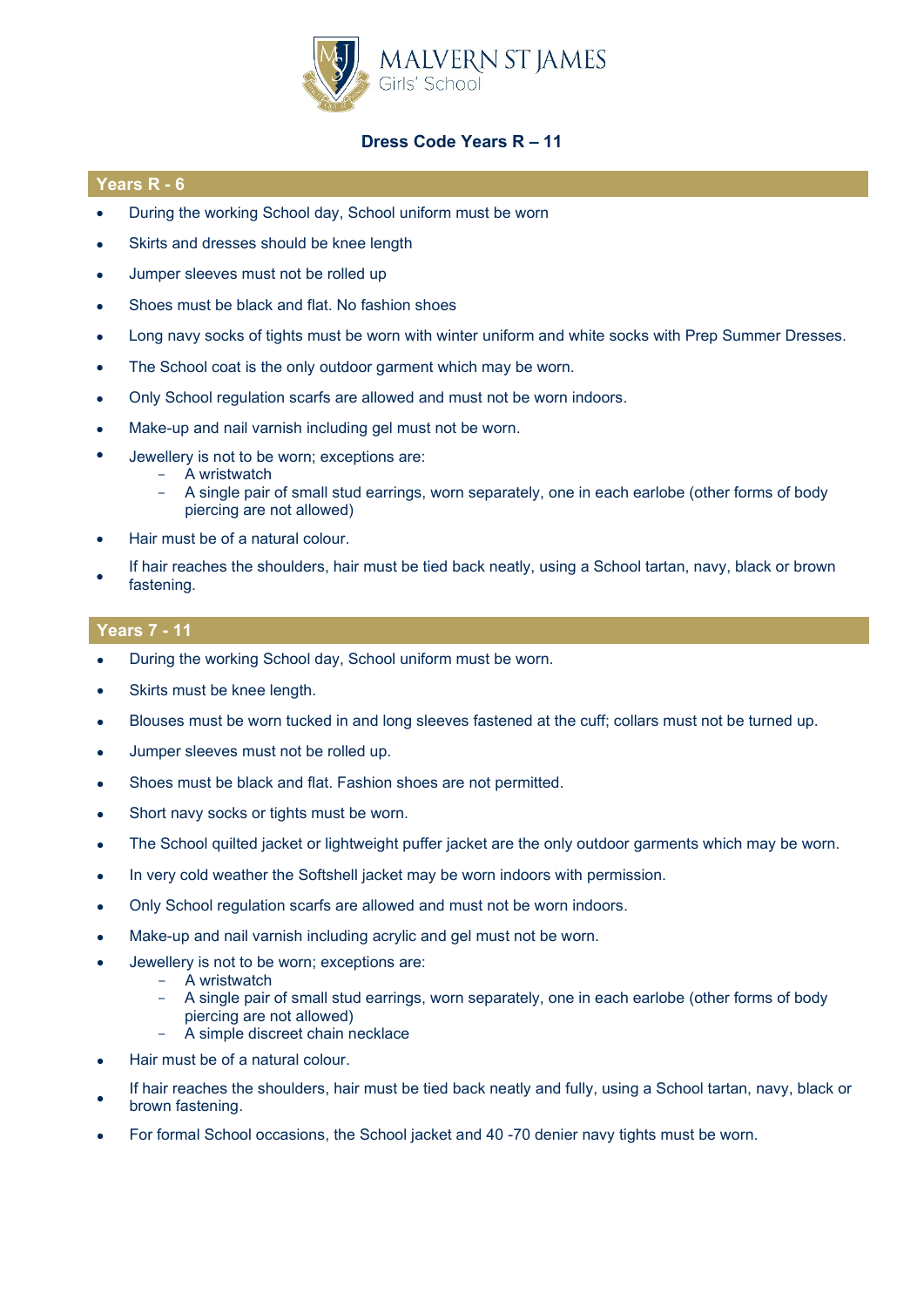MALVERN ST JAMES
Girls' School

# Dress Code Years R – 11

## Years R - 6

- During the working School day, School uniform must be worn
- Skirts and dresses should be knee length
- Jumper sleeves must not be rolled up
- Shoes must be black and flat. No fashion shoes
- Long navy socks of tights must be worn with winter uniform and white socks with Prep Summer Dresses.
- The School coat is the only outdoor garment which may be worn.
- Only School regulation scarfs are allowed and must not be worn indoors.
- Make-up and nail varnish including gel must not be worn.
- Jewellery is not to be worn; exceptions are:
  - A wristwatch
  - A single pair of small stud earrings, worn separately, one in each earlobe (other forms of body piercing are not allowed)
- Hair must be of a natural colour.
- If hair reaches the shoulders, hair must be tied back neatly, using a School tartan, navy, black or brown fastening.

## Years 7 - 11

- During the working School day, School uniform must be worn.
- Skirts must be knee length.
- Blouses must be worn tucked in and long sleeves fastened at the cuff; collars must not be turned up.
- Jumper sleeves must not be rolled up.
- Shoes must be black and flat. Fashion shoes are not permitted.
- Short navy socks or tights must be worn.
- The School quilted jacket or lightweight puffer jacket are the only outdoor garments which may be worn.
- In very cold weather the Softshell jacket may be worn indoors with permission.
- Only School regulation scarfs are allowed and must not be worn indoors.
- Make-up and nail varnish including acrylic and gel must not be worn.
- Jewellery is not to be worn; exceptions are:
  - A wristwatch
  - A single pair of small stud earrings, worn separately, one in each earlobe (other forms of body piercing are not allowed)
  - A simple discreet chain necklace
- Hair must be of a natural colour.
- If hair reaches the shoulders, hair must be tied back neatly and fully, using a School tartan, navy, black or brown fastening.
- For formal School occasions, the School jacket and 40 -70 denier navy tights must be worn.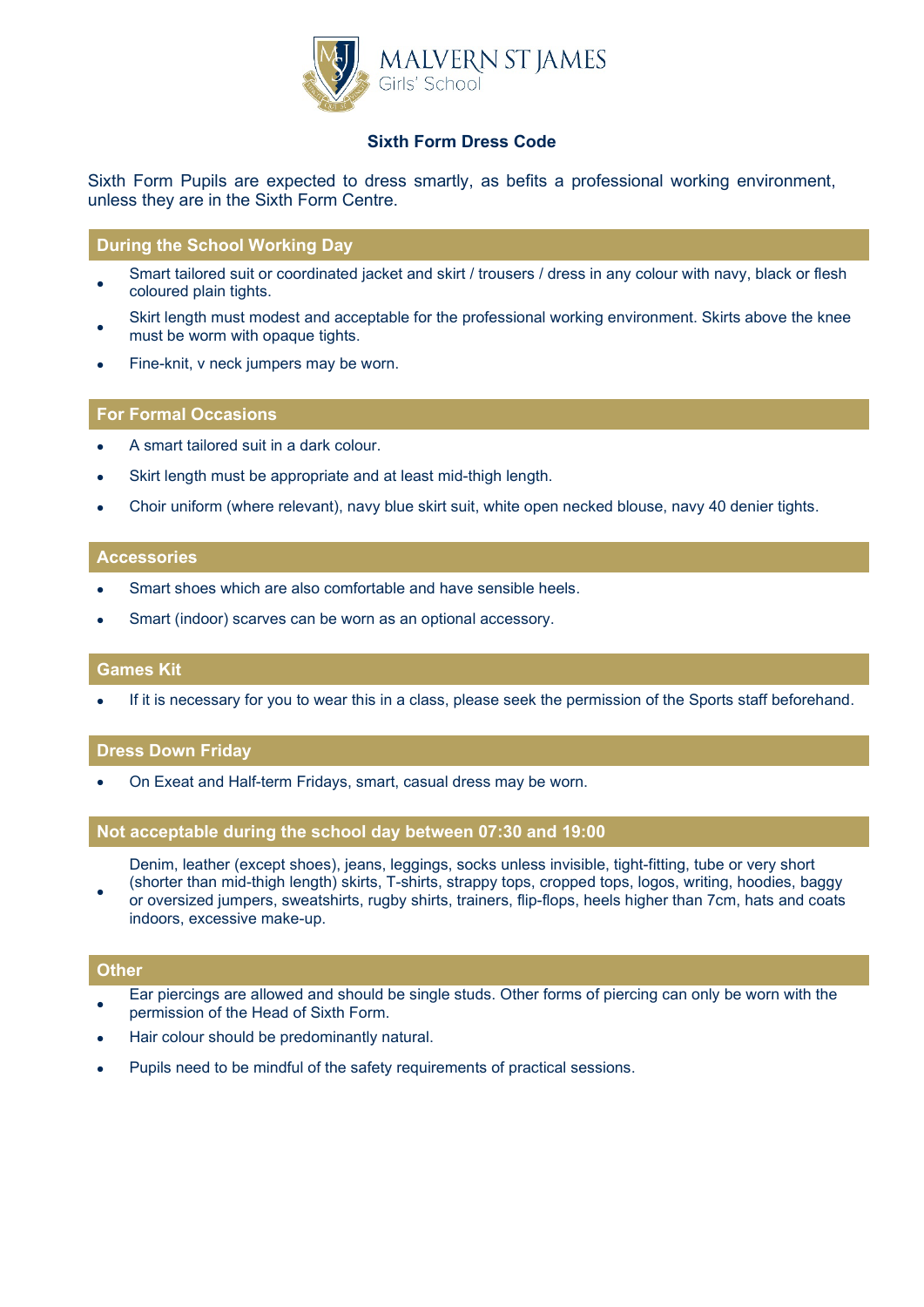MALVERN ST JAMES
Girls' School

# Sixth Form Dress Code

Sixth Form Pupils are expected to dress smartly, as befits a professional working environment, unless they are in the Sixth Form Centre.

## During the School Working Day

- Smart tailored suit or coordinated jacket and skirt / trousers / dress in any colour with navy, black or flesh coloured plain tights.
- Skirt length must modest and acceptable for the professional working environment. Skirts above the knee must be worm with opaque tights.
- Fine-knit, v neck jumpers may be worn.

## For Formal Occasions

- A smart tailored suit in a dark colour.
- Skirt length must be appropriate and at least mid-thigh length.
- Choir uniform (where relevant), navy blue skirt suit, white open necked blouse, navy 40 denier tights.

## Accessories

- Smart shoes which are also comfortable and have sensible heels.
- Smart (indoor) scarves can be worn as an optional accessory.

## Games Kit

- If it is necessary for you to wear this in a class, please seek the permission of the Sports staff beforehand.

## Dress Down Friday

- On Exeat and Half-term Fridays, smart, casual dress may be worn.

## Not acceptable during the school day between 07:30 and 19:00

- Denim, leather (except shoes), jeans, leggings, socks unless invisible, tight-fitting, tube or very short (shorter than mid-thigh length) skirts, T-shirts, strappy tops, cropped tops, logos, writing, hoodies, baggy or oversized jumpers, sweatshirts, rugby shirts, trainers, flip-flops, heels higher than 7cm, hats and coats indoors, excessive make-up.

## Other

- Ear piercings are allowed and should be single studs. Other forms of piercing can only be worn with the permission of the Head of Sixth Form.
- Hair colour should be predominantly natural.
- Pupils need to be mindful of the safety requirements of practical sessions.